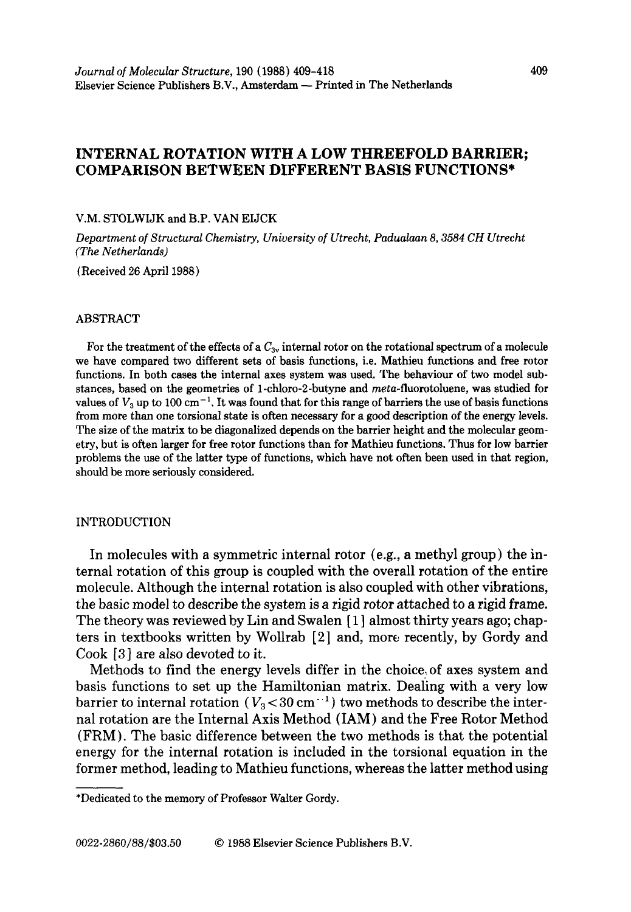# INTERNAL ROTATION WITH A LOW THREEFOLD BARRIER; COMPARISON BETWEEN DIFFERENT BASIS FUNCTIONS*

V.M. STOLWIJK and B.P. VAN EIJCK

*Department of Structural Chemistry, University of Utrecht, Padualaan 8, 3584 CH Utrecht (The Netherlands)*

(Received 26 April 1988)

## ABSTRACT

For the treatment of the effects of a $C_{3v}$ internal rotor on the rotational spectrum of a molecule we have compared two different sets of basis functions, i.e. Mathieu functions and free rotor functions. In both cases the internal axes system was used. The behaviour of two model substances, based on the geometries of 1-chloro-2-butyne and *meta*-fluorotoluene, was studied for values of $V_3$ up to 100 cm$^{-1}$. It was found that for this range of barriers the use of basis functions from more than one torsional state is often necessary for a good description of the energy levels. The size of the matrix to be diagonalized depends on the barrier height and the molecular geometry, but is often larger for free rotor functions than for Mathieu functions. Thus for low barrier problems the use of the latter type of functions, which have not often been used in that region, should be more seriously considered.

## INTRODUCTION

In molecules with a symmetric internal rotor (e.g., a methyl group) the internal rotation of this group is coupled with the overall rotation of the entire molecule. Although the internal rotation is also coupled with other vibrations, the basic model to describe the system is a rigid rotor attached to a rigid frame. The theory was reviewed by Lin and Swalen [1] almost thirty years ago; chapters in textbooks written by Wollrab [2] and, more recently, by Gordy and Cook [3] are also devoted to it.

Methods to find the energy levels differ in the choice of axes system and basis functions to set up the Hamiltonian matrix. Dealing with a very low barrier to internal rotation ($V_3 < 30$ cm$^{-1}$) two methods to describe the internal rotation are the Internal Axis Method (IAM) and the Free Rotor Method (FRM). The basic difference between the two methods is that the potential energy for the internal rotation is included in the torsional equation in the former method, leading to Mathieu functions, whereas the latter method using

*Dedicated to the memory of Professor Walter Gordy.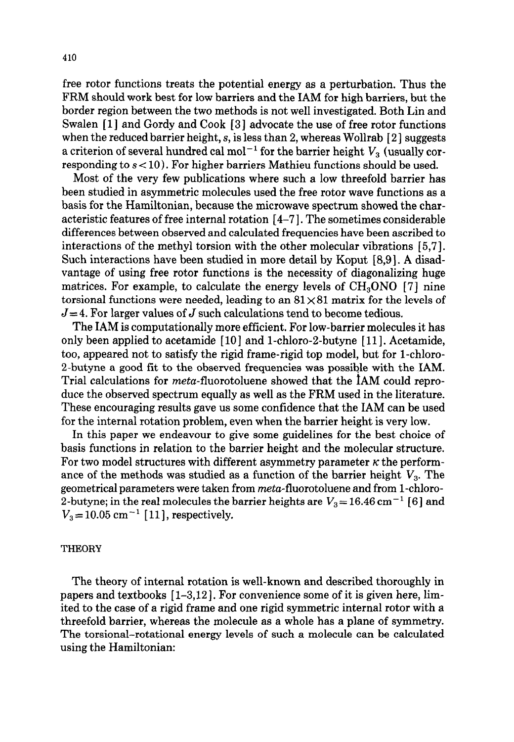free rotor functions treats the potential energy as a perturbation. Thus the FRM should work best for low barriers and the IAM for high barriers, but the border region between the two methods is not well investigated. Both Lin and Swalen [1] and Gordy and Cook [3] advocate the use of free rotor functions when the reduced barrier height, $s$, is less than 2, whereas Wollrab [2] suggests a criterion of several hundred cal mol$^{-1}$ for the barrier height $V_3$ (usually corresponding to $s<10$). For higher barriers Mathieu functions should be used.

Most of the very few publications where such a low threefold barrier has been studied in asymmetric molecules used the free rotor wave functions as a basis for the Hamiltonian, because the microwave spectrum showed the characteristic features of free internal rotation [4–7]. The sometimes considerable differences between observed and calculated frequencies have been ascribed to interactions of the methyl torsion with the other molecular vibrations [5,7]. Such interactions have been studied in more detail by Koput [8,9]. A disadvantage of using free rotor functions is the necessity of diagonalizing huge matrices. For example, to calculate the energy levels of $CH_3ONO$ [7] nine torsional functions were needed, leading to an $81\times81$ matrix for the levels of $J=4$. For larger values of $J$ such calculations tend to become tedious.

The IAM is computationally more efficient. For low-barrier molecules it has only been applied to acetamide [10] and 1-chloro-2-butyne [11]. Acetamide, too, appeared not to satisfy the rigid frame-rigid top model, but for 1-chloro-2-butyne a good fit to the observed frequencies was possible with the IAM. Trial calculations for *meta*-fluorotoluene showed that the IAM could reproduce the observed spectrum equally as well as the FRM used in the literature. These encouraging results gave us some confidence that the IAM can be used for the internal rotation problem, even when the barrier height is very low.

In this paper we endeavour to give some guidelines for the best choice of basis functions in relation to the barrier height and the molecular structure. For two model structures with different asymmetry parameter $\kappa$ the performance of the methods was studied as a function of the barrier height $V_3$. The geometrical parameters were taken from *meta*-fluorotoluene and from 1-chloro-2-butyne; in the real molecules the barrier heights are $V_3=16.46$ cm$^{-1}$ [6] and $V_3=10.05$ cm$^{-1}$ [11], respectively.

## THEORY

The theory of internal rotation is well-known and described thoroughly in papers and textbooks [1–3,12]. For convenience some of it is given here, limited to the case of a rigid frame and one rigid symmetric internal rotor with a threefold barrier, whereas the molecule as a whole has a plane of symmetry. The torsional–rotational energy levels of such a molecule can be calculated using the Hamiltonian: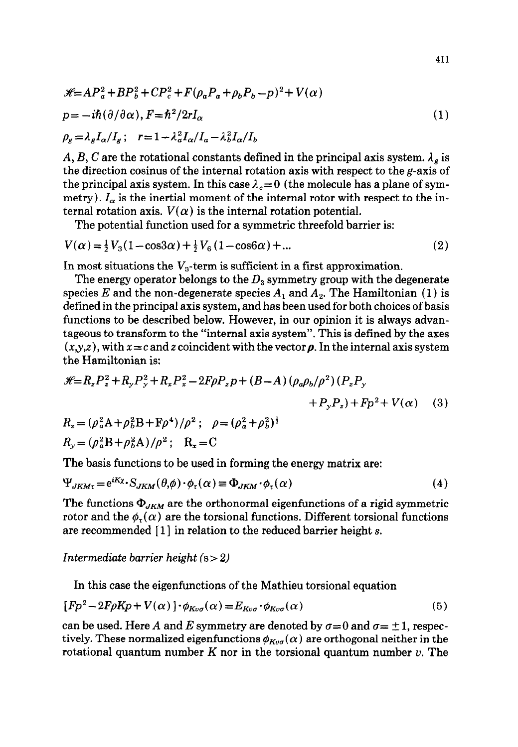$$\mathscr{H}=AP_a^2+BP_b^2+CP_c^2+F(\rho_aP_a+\rho_bP_b-p)^2+V(\alpha)$$

$$p=-i\hbar(\partial/\partial\alpha),F=\hbar^2/2rI_\alpha \tag{1}$$

$$\rho_g=\lambda_gI_\alpha/I_g;\quad r=1-\lambda_a^2I_\alpha/I_a-\lambda_b^2I_\alpha/I_b$$

$A$, $B$, $C$ are the rotational constants defined in the principal axis system. $\lambda_g$ is the direction cosinus of the internal rotation axis with respect to the $g$-axis of the principal axis system. In this case $\lambda_c=0$ (the molecule has a plane of symmetry). $I_\alpha$ is the inertial moment of the internal rotor with respect to the internal rotation axis. $V(\alpha)$ is the internal rotation potential.

The potential function used for a symmetric threefold barrier is:

$$V(\alpha)=\tfrac{1}{2}V_3(1-\cos3\alpha)+\tfrac{1}{2}V_6(1-\cos6\alpha)+... \tag{2}$$

In most situations the $V_3$-term is sufficient in a first approximation.

The energy operator belongs to the $D_3$ symmetry group with the degenerate species $E$ and the non-degenerate species $A_1$ and $A_2$. The Hamiltonian (1) is defined in the principal axis system, and has been used for both choices of basis functions to be described below. However, in our opinion it is always advantageous to transform to the "internal axis system". This is defined by the axes $(x,y,z)$, with $x=c$ and $z$ coincident with the vector $\boldsymbol{\rho}$. In the internal axis system the Hamiltonian is:

$$\mathscr{H}=R_zP_z^2+R_yP_y^2+R_xP_x^2-2F\rho P_zp+(B-A)(\rho_a\rho_b/\rho^2)(P_zP_y+P_yP_z)+Fp^2+V(\alpha) \tag{3}$$

$$R_z=(\rho_a^2A+\rho_b^2B+F\rho^4)/\rho^2;\quad \rho=(\rho_a^2+\rho_b^2)^{\frac{1}{2}}$$

$$R_y=(\rho_a^2B+\rho_b^2A)/\rho^2;\quad R_x=C$$

The basis functions to be used in forming the energy matrix are:

$$\Psi_{JKM\tau}=e^{iK\chi}\cdot S_{JKM}(\theta,\phi)\cdot\phi_\tau(\alpha)\equiv\Phi_{JKM}\cdot\phi_\tau(\alpha) \tag{4}$$

The functions $\Phi_{JKM}$ are the orthonormal eigenfunctions of a rigid symmetric rotor and the $\phi_\tau(\alpha)$ are the torsional functions. Different torsional functions are recommended [1] in relation to the reduced barrier height $s$.

*Intermediate barrier height (s > 2)*

In this case the eigenfunctions of the Mathieu torsional equation

$$[Fp^2-2F\rho Kp+V(\alpha)]\cdot\phi_{Kv\sigma}(\alpha)=E_{Kv\sigma}\cdot\phi_{Kv\sigma}(\alpha) \tag{5}$$

can be used. Here $A$ and $E$ symmetry are denoted by $\sigma=0$ and $\sigma=\pm1$, respectively. These normalized eigenfunctions $\phi_{Kv\sigma}(\alpha)$ are orthogonal neither in the rotational quantum number $K$ nor in the torsional quantum number $v$. The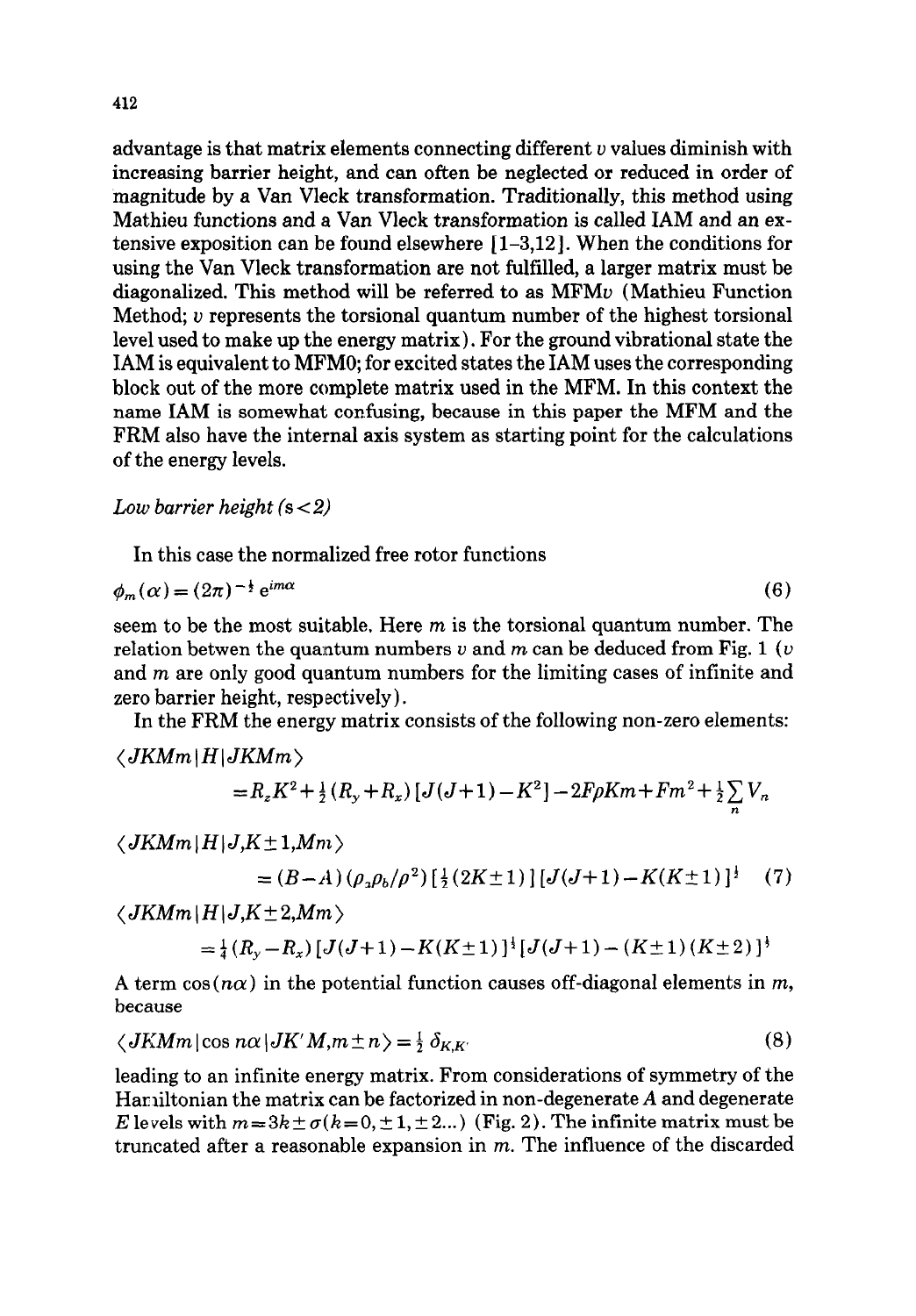advantage is that matrix elements connecting different $v$ values diminish with increasing barrier height, and can often be neglected or reduced in order of magnitude by a Van Vleck transformation. Traditionally, this method using Mathieu functions and a Van Vleck transformation is called IAM and an extensive exposition can be found elsewhere [1–3,12]. When the conditions for using the Van Vleck transformation are not fulfilled, a larger matrix must be diagonalized. This method will be referred to as MFM$v$ (Mathieu Function Method; $v$ represents the torsional quantum number of the highest torsional level used to make up the energy matrix). For the ground vibrational state the IAM is equivalent to MFM0; for excited states the IAM uses the corresponding block out of the more complete matrix used in the MFM. In this context the name IAM is somewhat confusing, because in this paper the MFM and the FRM also have the internal axis system as starting point for the calculations of the energy levels.

*Low barrier height (s < 2)*

In this case the normalized free rotor functions

$$\phi_m(\alpha) = (2\pi)^{-\frac{1}{2}}\, e^{im\alpha} \tag{6}$$

seem to be the most suitable. Here $m$ is the torsional quantum number. The relation betwen the quantum numbers $v$ and $m$ can be deduced from Fig. 1 ($v$ and $m$ are only good quantum numbers for the limiting cases of infinite and zero barrier height, respectively).

In the FRM the energy matrix consists of the following non-zero elements:

$$\begin{aligned}
&\langle JKMm|H|JKMm\rangle \\
&\quad = R_z K^2 + \tfrac{1}{2}(R_y + R_x)[J(J+1) - K^2] - 2F\rho Km + Fm^2 + \tfrac{1}{2}\sum_n V_n \\
&\langle JKMm|H|J,K\pm 1,Mm\rangle \\
&\quad = (B-A)(\rho_a\rho_b/\rho^2)[\tfrac{1}{2}(2K\pm 1)][J(J+1) - K(K\pm 1)]^{\frac{1}{2}} \\
&\langle JKMm|H|J,K\pm 2,Mm\rangle \\
&\quad = \tfrac{1}{4}(R_y - R_x)[J(J+1) - K(K\pm 1)]^{\frac{1}{2}}[J(J+1) - (K\pm 1)(K\pm 2)]^{\frac{1}{2}}
\end{aligned} \tag{7}$$

A term $\cos(n\alpha)$ in the potential function causes off-diagonal elements in $m$, because

$$\langle JKMm|\cos n\alpha|JK'M,m\pm n\rangle = \tfrac{1}{2}\,\delta_{K,K'} \tag{8}$$

leading to an infinite energy matrix. From considerations of symmetry of the Hamiltonian the matrix can be factorized in non-degenerate $A$ and degenerate $E$ levels with $m = 3k \pm \sigma (k = 0, \pm 1, \pm 2 \ldots)$ (Fig. 2). The infinite matrix must be truncated after a reasonable expansion in $m$. The influence of the discarded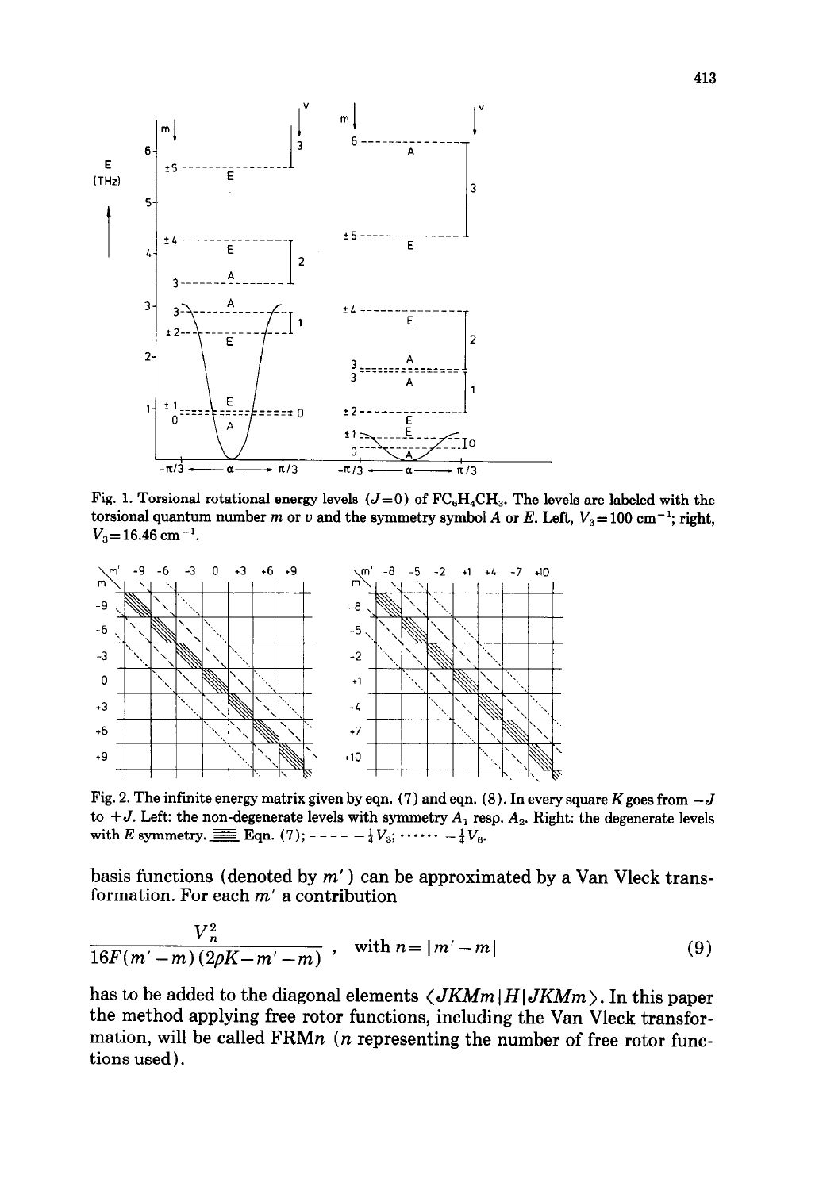Fig. 1. Torsional rotational energy levels ($J=0$) of $FC_6H_4CH_3$. The levels are labeled with the torsional quantum number $m$ or $v$ and the symmetry symbol $A$ or $E$. Left, $V_3=100$ cm$^{-1}$; right, $V_3=16.46$ cm$^{-1}$.

Fig. 2. The infinite energy matrix given by eqn. (7) and eqn. (8). In every square $K$ goes from $-J$ to $+J$. Left: the non-degenerate levels with symmetry $A_1$ resp. $A_2$. Right: the degenerate levels with $E$ symmetry. ▤ Eqn. (7); - - - - $-\frac{1}{4}V_3$; ······ $-\frac{1}{4}V_6$.

basis functions (denoted by $m'$) can be approximated by a Van Vleck transformation. For each $m'$ a contribution

$$\frac{V_n^2}{16F(m'-m)(2\rho K-m'-m)}, \quad \text{with } n=|m'-m| \tag{9}$$

has to be added to the diagonal elements $\langle JKMm|H|JKMm\rangle$. In this paper the method applying free rotor functions, including the Van Vleck transformation, will be called FRM$n$ ($n$ representing the number of free rotor functions used).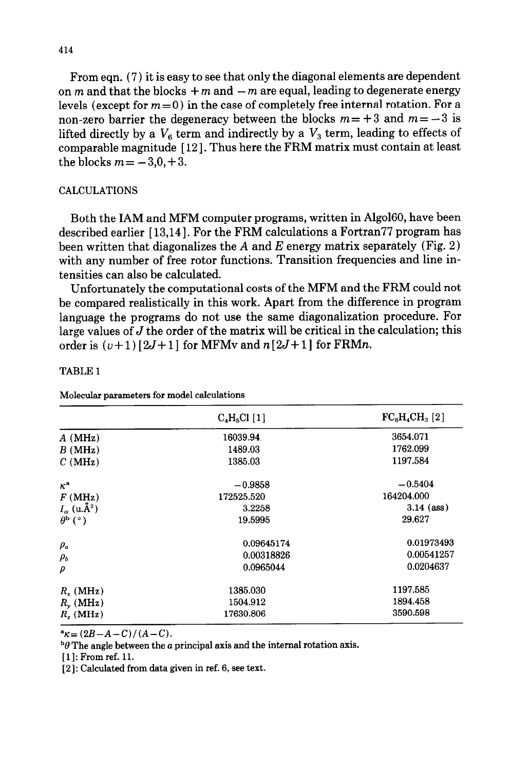From eqn. (7) it is easy to see that only the diagonal elements are dependent on $m$ and that the blocks $+m$ and $-m$ are equal, leading to degenerate energy levels (except for $m=0$) in the case of completely free internal rotation. For a non-zero barrier the degeneracy between the blocks $m=+3$ and $m=-3$ is lifted directly by a $V_6$ term and indirectly by a $V_3$ term, leading to effects of comparable magnitude [12]. Thus here the FRM matrix must contain at least the blocks $m=-3,0,+3$.

## CALCULATIONS

Both the IAM and MFM computer programs, written in Algol60, have been described earlier [13,14]. For the FRM calculations a Fortran77 program has been written that diagonalizes the $A$ and $E$ energy matrix separately (Fig. 2) with any number of free rotor functions. Transition frequencies and line intensities can also be calculated.

Unfortunately the computational costs of the MFM and the FRM could not be compared realistically in this work. Apart from the difference in program language the programs do not use the same diagonalization procedure. For large values of $J$ the order of the matrix will be critical in the calculation; this order is $(v+1)[2J+1]$ for MFMv and $n[2J+1]$ for FRM$n$.

TABLE 1

Molecular parameters for model calculations

| | $C_4H_5Cl$ [1] | $FC_6H_4CH_3$ [2] |
|---|---|---|
| $A$ (MHz) | 16039.94 | 3654.071 |
| $B$ (MHz) | 1489.03 | 1762.099 |
| $C$ (MHz) | 1385.03 | 1197.584 |
| $\kappa$[a] | −0.9858 | −0.5404 |
| $F$ (MHz) | 172525.520 | 164204.000 |
| $I_\alpha$ (u.Å$^2$) | 3.2258 | 3.14 (ass) |
| $\theta$[b] (°) | 19.5995 | 29.627 |
| $\rho_a$ | 0.09645174 | 0.01973493 |
| $\rho_b$ | 0.00318826 | 0.00541257 |
| $\rho$ | 0.0965044 | 0.0204637 |
| $R_x$ (MHz) | 1385.030 | 1197.585 |
| $R_y$ (MHz) | 1504.912 | 1894.458 |
| $R_z$ (MHz) | 17630.806 | 3590.598 |

[a] $\kappa=(2B-A-C)/(A-C)$.

[b] $\theta$ The angle between the $a$ principal axis and the internal rotation axis.

[1]: From ref. 11.

[2]: Calculated from data given in ref. 6, see text.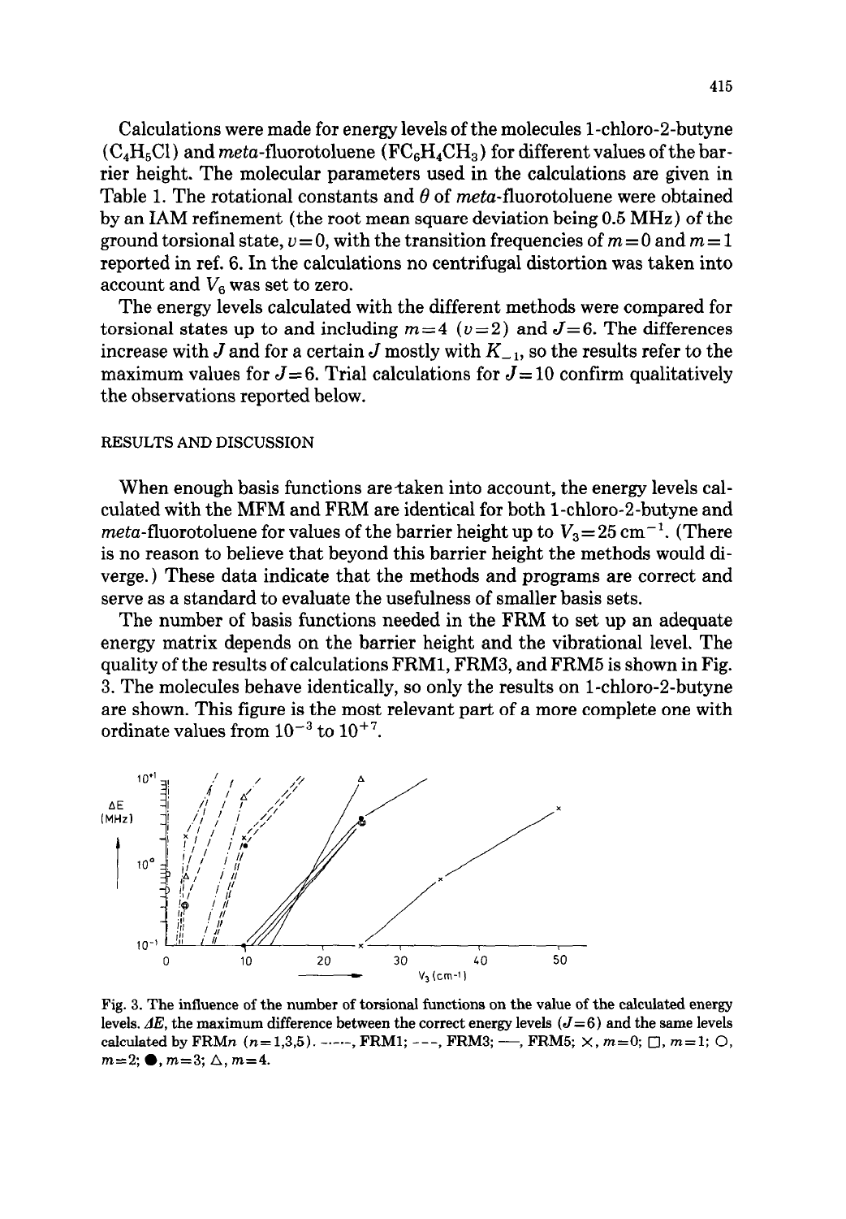Calculations were made for energy levels of the molecules 1-chloro-2-butyne ($C_4H_5Cl$) and *meta*-fluorotoluene ($FC_6H_4CH_3$) for different values of the barrier height. The molecular parameters used in the calculations are given in Table 1. The rotational constants and $\theta$ of *meta*-fluorotoluene were obtained by an IAM refinement (the root mean square deviation being 0.5 MHz) of the ground torsional state, $v=0$, with the transition frequencies of $m=0$ and $m=1$ reported in ref. 6. In the calculations no centrifugal distortion was taken into account and $V_6$ was set to zero.

The energy levels calculated with the different methods were compared for torsional states up to and including $m=4$ ($v=2$) and $J=6$. The differences increase with $J$ and for a certain $J$ mostly with $K_{-1}$, so the results refer to the maximum values for $J=6$. Trial calculations for $J=10$ confirm qualitatively the observations reported below.

## RESULTS AND DISCUSSION

When enough basis functions are taken into account, the energy levels calculated with the MFM and FRM are identical for both 1-chloro-2-butyne and *meta*-fluorotoluene for values of the barrier height up to $V_3=25\ \mathrm{cm}^{-1}$. (There is no reason to believe that beyond this barrier height the methods would diverge.) These data indicate that the methods and programs are correct and serve as a standard to evaluate the usefulness of smaller basis sets.

The number of basis functions needed in the FRM to set up an adequate energy matrix depends on the barrier height and the vibrational level. The quality of the results of calculations FRM1, FRM3, and FRM5 is shown in Fig. 3. The molecules behave identically, so only the results on 1-chloro-2-butyne are shown. This figure is the most relevant part of a more complete one with ordinate values from $10^{-3}$ to $10^{+7}$.

Fig. 3. The influence of the number of torsional functions on the value of the calculated energy levels. $\Delta E$, the maximum difference between the correct energy levels ($J=6$) and the same levels calculated by FRM$n$ ($n=1,3,5$). -·-·-, FRM1; - - -, FRM3; —, FRM5; ×, $m=0$; □, $m=1$; ○, $m=2$; ●, $m=3$; △, $m=4$.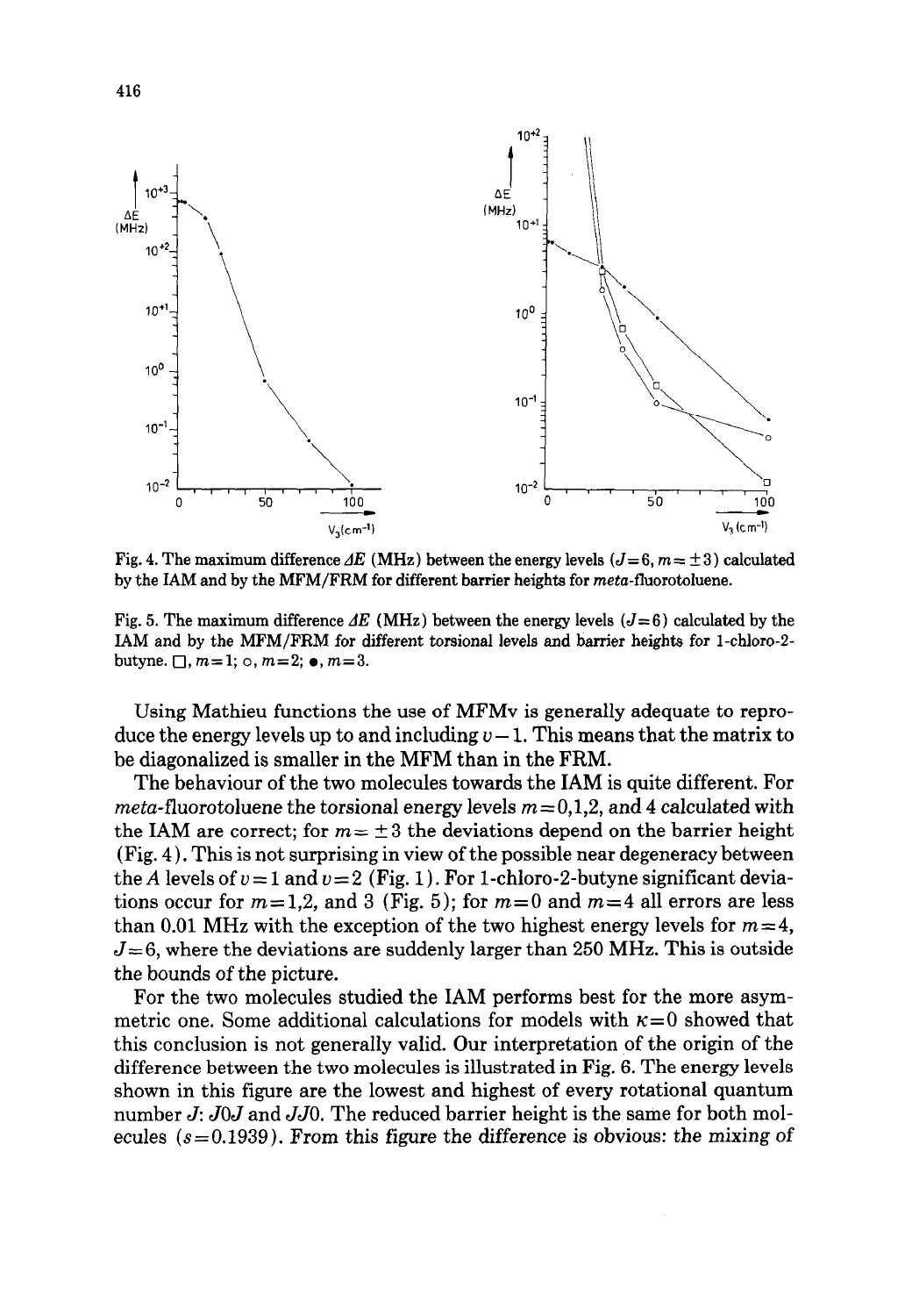Fig. 4. The maximum difference $\Delta E$ (MHz) between the energy levels ($J=6$, $m=\pm 3$) calculated by the IAM and by the MFM/FRM for different barrier heights for *meta*-fluorotoluene.

Fig. 5. The maximum difference $\Delta E$ (MHz) between the energy levels ($J=6$) calculated by the IAM and by the MFM/FRM for different torsional levels and barrier heights for 1-chloro-2-butyne. □, $m=1$; ○, $m=2$; ●, $m=3$.

Using Mathieu functions the use of MFMv is generally adequate to reproduce the energy levels up to and including $v-1$. This means that the matrix to be diagonalized is smaller in the MFM than in the FRM.

The behaviour of the two molecules towards the IAM is quite different. For *meta*-fluorotoluene the torsional energy levels $m=0,1,2$, and 4 calculated with the IAM are correct; for $m=\pm 3$ the deviations depend on the barrier height (Fig. 4). This is not surprising in view of the possible near degeneracy between the $A$ levels of $v=1$ and $v=2$ (Fig. 1). For 1-chloro-2-butyne significant deviations occur for $m=1,2$, and 3 (Fig. 5); for $m=0$ and $m=4$ all errors are less than 0.01 MHz with the exception of the two highest energy levels for $m=4$, $J=6$, where the deviations are suddenly larger than 250 MHz. This is outside the bounds of the picture.

For the two molecules studied the IAM performs best for the more asymmetric one. Some additional calculations for models with $\kappa=0$ showed that this conclusion is not generally valid. Our interpretation of the origin of the difference between the two molecules is illustrated in Fig. 6. The energy levels shown in this figure are the lowest and highest of every rotational quantum number $J$: $J0J$ and $JJ0$. The reduced barrier height is the same for both molecules ($s=0.1939$). From this figure the difference is obvious: *the mixing of*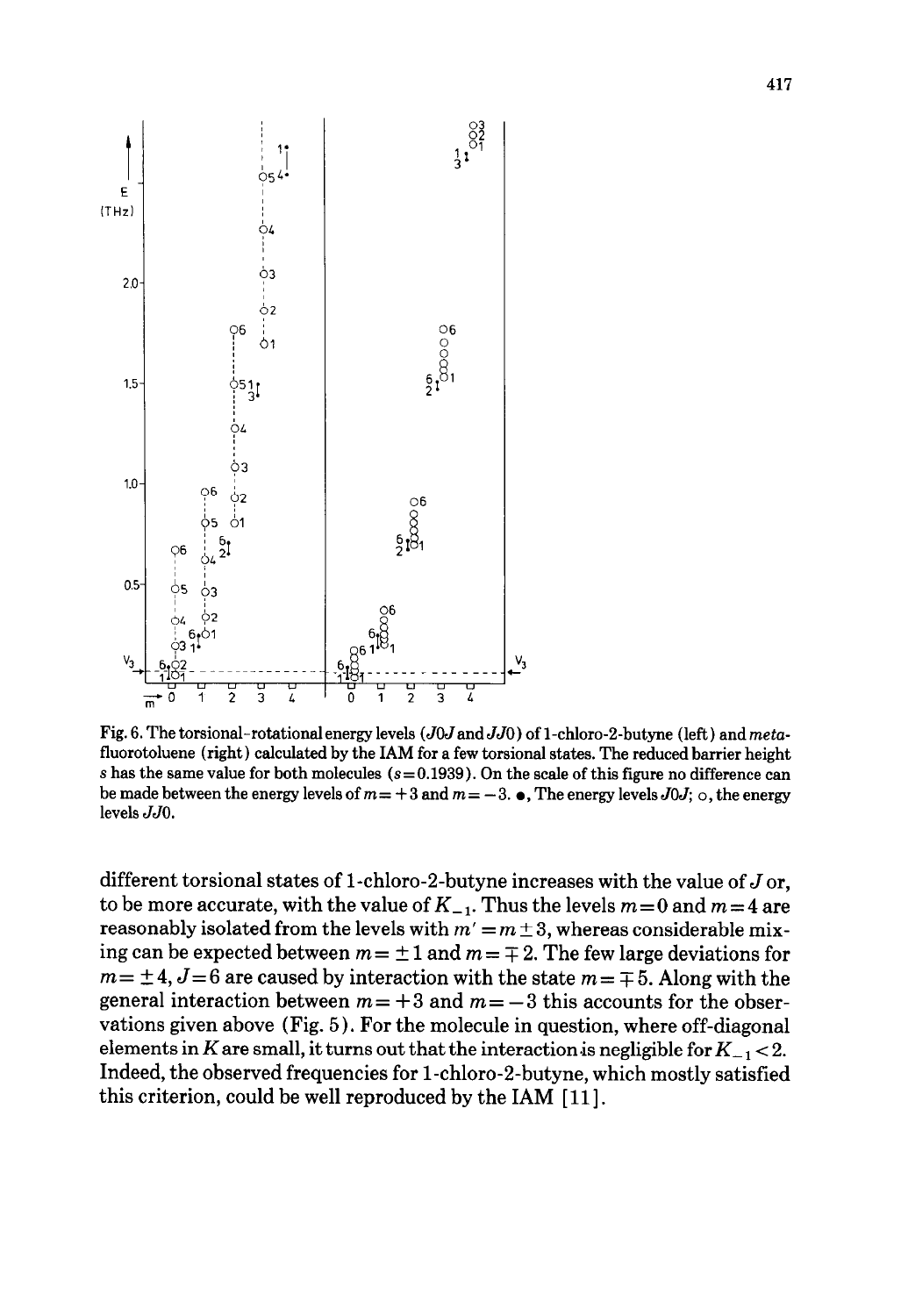Fig. 6. The torsional-rotational energy levels ($J0J$ and $JJ0$) of 1-chloro-2-butyne (left) and *meta*-fluorotoluene (right) calculated by the IAM for a few torsional states. The reduced barrier height $s$ has the same value for both molecules ($s=0.1939$). On the scale of this figure no difference can be made between the energy levels of $m=+3$ and $m=-3$. •, The energy levels $J0J$; ○, the energy levels $JJ0$.

different torsional states of 1-chloro-2-butyne increases with the value of $J$ or, to be more accurate, with the value of $K_{-1}$. Thus the levels $m=0$ and $m=4$ are reasonably isolated from the levels with $m'=m\pm3$, whereas considerable mixing can be expected between $m=\pm1$ and $m=\mp2$. The few large deviations for $m=\pm4$, $J=6$ are caused by interaction with the state $m=\mp5$. Along with the general interaction between $m=+3$ and $m=-3$ this accounts for the observations given above (Fig. 5). For the molecule in question, where off-diagonal elements in $K$ are small, it turns out that the interaction is negligible for $K_{-1}<2$. Indeed, the observed frequencies for 1-chloro-2-butyne, which mostly satisfied this criterion, could be well reproduced by the IAM [11].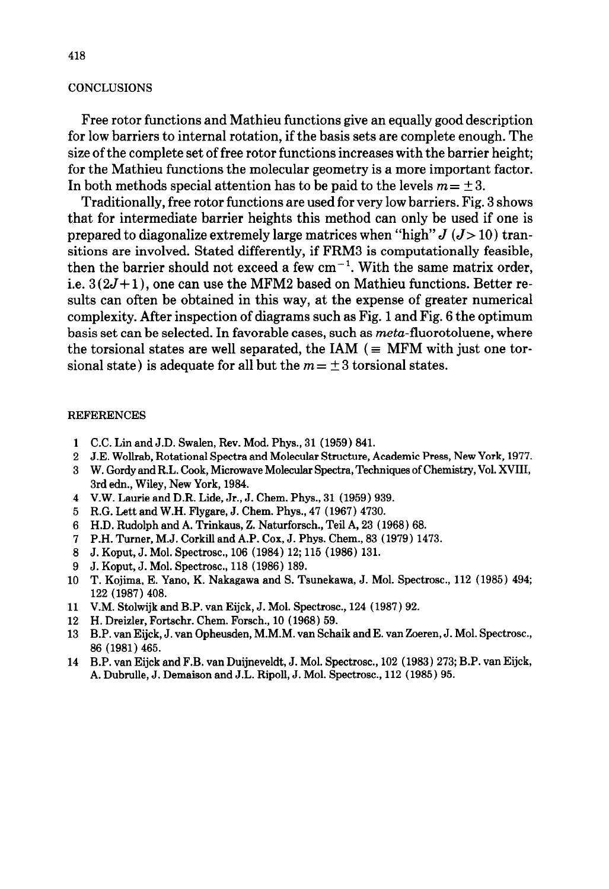## CONCLUSIONS

Free rotor functions and Mathieu functions give an equally good description for low barriers to internal rotation, if the basis sets are complete enough. The size of the complete set of free rotor functions increases with the barrier height; for the Mathieu functions the molecular geometry is a more important factor. In both methods special attention has to be paid to the levels $m = \pm 3$.

Traditionally, free rotor functions are used for very low barriers. Fig. 3 shows that for intermediate barrier heights this method can only be used if one is prepared to diagonalize extremely large matrices when "high" $J$ ($J > 10$) transitions are involved. Stated differently, if FRM3 is computationally feasible, then the barrier should not exceed a few $cm^{-1}$. With the same matrix order, i.e. $3(2J+1)$, one can use the MFM2 based on Mathieu functions. Better results can often be obtained in this way, at the expense of greater numerical complexity. After inspection of diagrams such as Fig. 1 and Fig. 6 the optimum basis set can be selected. In favorable cases, such as *meta*-fluorotoluene, where the torsional states are well separated, the IAM ($\equiv$ MFM with just one torsional state) is adequate for all but the $m = \pm 3$ torsional states.

## REFERENCES

1. C.C. Lin and J.D. Swalen, Rev. Mod. Phys., 31 (1959) 841.
2. J.E. Wollrab, Rotational Spectra and Molecular Structure, Academic Press, New York, 1977.
3. W. Gordy and R.L. Cook, Microwave Molecular Spectra, Techniques of Chemistry, Vol. XVIII, 3rd edn., Wiley, New York, 1984.
4. V.W. Laurie and D.R. Lide, Jr., J. Chem. Phys., 31 (1959) 939.
5. R.G. Lett and W.H. Flygare, J. Chem. Phys., 47 (1967) 4730.
6. H.D. Rudolph and A. Trinkaus, Z. Naturforsch., Teil A, 23 (1968) 68.
7. P.H. Turner, M.J. Corkill and A.P. Cox, J. Phys. Chem., 83 (1979) 1473.
8. J. Koput, J. Mol. Spectrosc., 106 (1984) 12; 115 (1986) 131.
9. J. Koput, J. Mol. Spectrosc., 118 (1986) 189.
10. T. Kojima, E. Yano, K. Nakagawa and S. Tsunekawa, J. Mol. Spectrosc., 112 (1985) 494; 122 (1987) 408.
11. V.M. Stolwijk and B.P. van Eijck, J. Mol. Spectrosc., 124 (1987) 92.
12. H. Dreizler, Fortschr. Chem. Forsch., 10 (1968) 59.
13. B.P. van Eijck, J. van Opheusden, M.M.M. van Schaik and E. van Zoeren, J. Mol. Spectrosc., 86 (1981) 465.
14. B.P. van Eijck and F.B. van Duijneveldt, J. Mol. Spectrosc., 102 (1983) 273; B.P. van Eijck, A. Dubrulle, J. Demaison and J.L. Ripoll, J. Mol. Spectrosc., 112 (1985) 95.